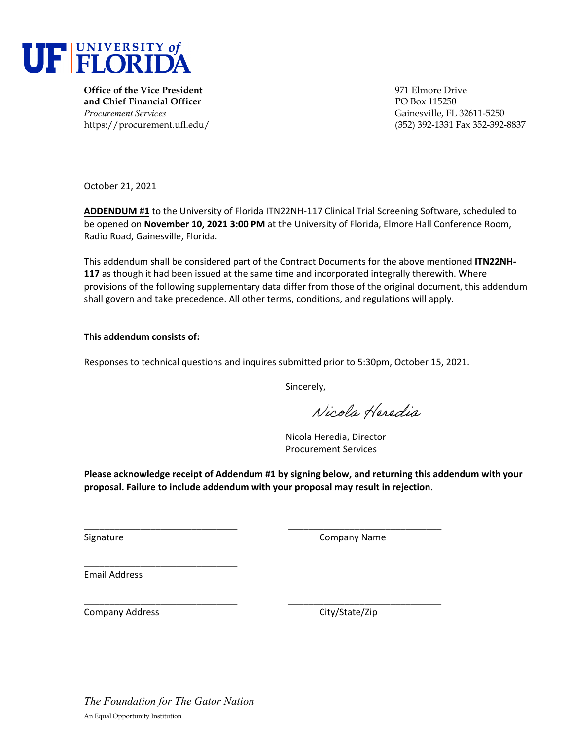# UF | UNIVERSITY of FLORIDA

**Office of the Vice President and Chief Financial Officer**
*Procurement Services*
https://procurement.ufl.edu/

971 Elmore Drive
PO Box 115250
Gainesville, FL 32611-5250
(352) 392-1331 Fax 352-392-8837

October 21, 2021

**ADDENDUM #1** to the University of Florida ITN22NH-117 Clinical Trial Screening Software, scheduled to be opened on **November 10, 2021 3:00 PM** at the University of Florida, Elmore Hall Conference Room, Radio Road, Gainesville, Florida.

This addendum shall be considered part of the Contract Documents for the above mentioned **ITN22NH-117** as though it had been issued at the same time and incorporated integrally therewith. Where provisions of the following supplementary data differ from those of the original document, this addendum shall govern and take precedence. All other terms, conditions, and regulations will apply.

**This addendum consists of:**

Responses to technical questions and inquires submitted prior to 5:30pm, October 15, 2021.

Sincerely,

*Nicola Heredia*

Nicola Heredia, Director
Procurement Services

**Please acknowledge receipt of Addendum #1 by signing below, and returning this addendum with your proposal. Failure to include addendum with your proposal may result in rejection.**

______________________________ ______________________________
Signature Company Name

______________________________
Email Address

______________________________ ______________________________
Company Address City/State/Zip

*The Foundation for The Gator Nation*

An Equal Opportunity Institution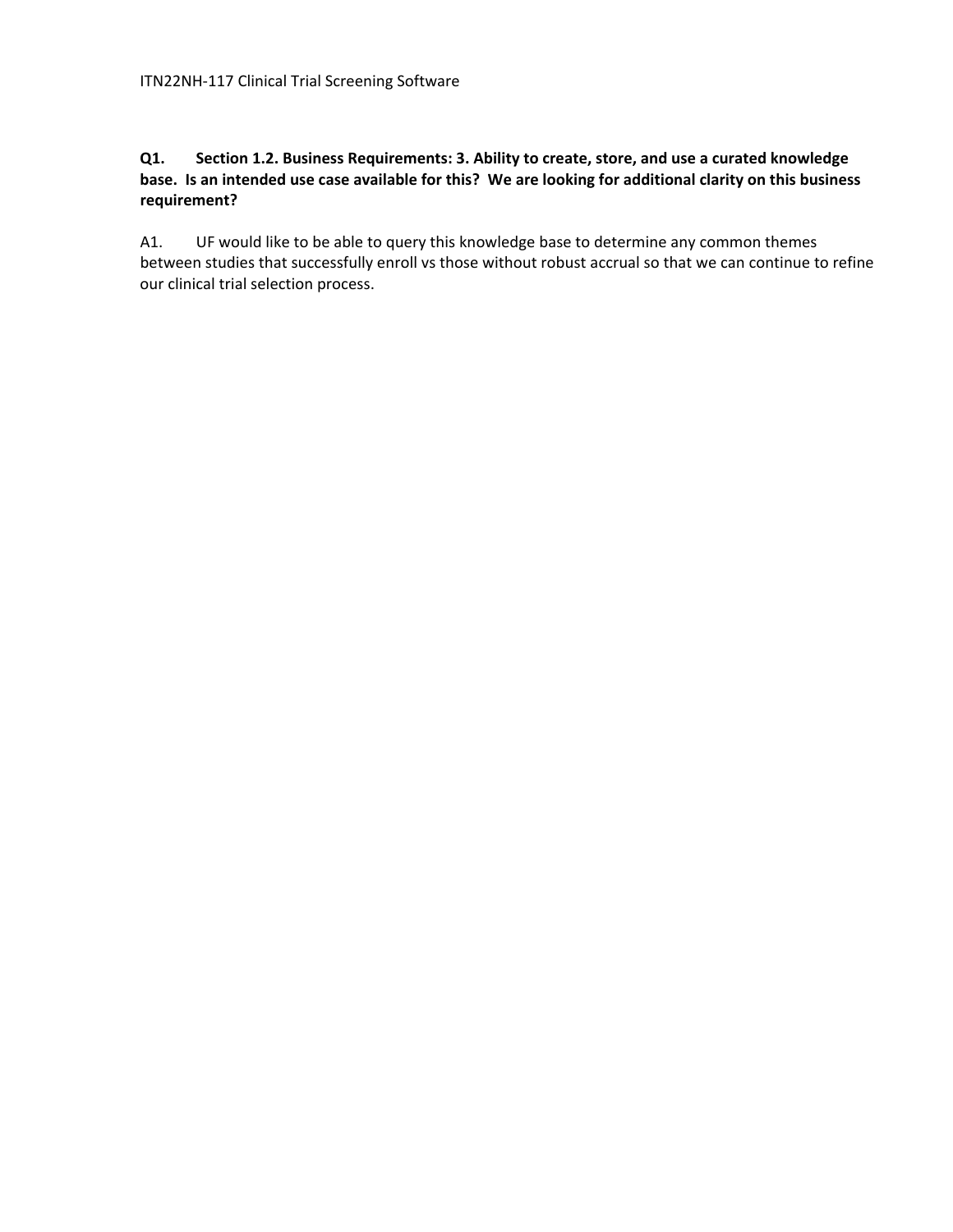ITN22NH-117 Clinical Trial Screening Software

**Q1. Section 1.2. Business Requirements: 3. Ability to create, store, and use a curated knowledge base. Is an intended use case available for this? We are looking for additional clarity on this business requirement?**

A1. UF would like to be able to query this knowledge base to determine any common themes between studies that successfully enroll vs those without robust accrual so that we can continue to refine our clinical trial selection process.